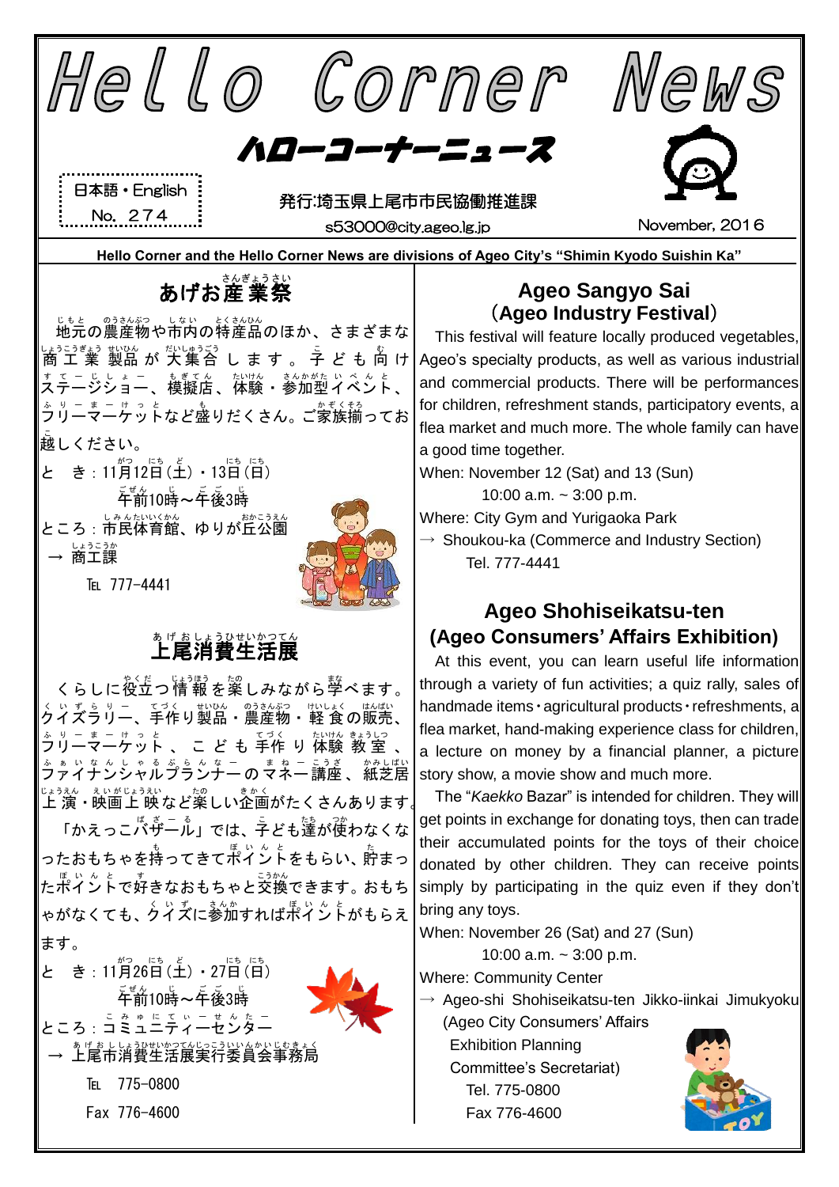# Hello Corner News

## ハローコーナーニュース

日本語・English
No. 274

発行:埼玉県上尾市市民協働推進課
s53000@city.ageo.lg.jp

November, 2016

**Hello Corner and the Hello Corner News are divisions of Ageo City's "Shimin Kyodo Suishin Ka"**

## あげお産業祭

地元の農産物や市内の特産品のほか、さまざまな商工業製品が大集合します。子ども向けステージショー、模擬店、体験・参加型イベント、フリーマーケットなど盛りだくさん。ご家族揃ってお越しください。

と　き：11月12日（土）・13日（日）
午前10時～午後3時
ところ：市民体育館、ゆりが丘公園
→ 商工課
℡ 777-4441

## Ageo Sangyo Sai (Ageo Industry Festival)

This festival will feature locally produced vegetables, Ageo's specialty products, as well as various industrial and commercial products. There will be performances for children, refreshment stands, participatory events, a flea market and much more. The whole family can have a good time together.

When: November 12 (Sat) and 13 (Sun)
10:00 a.m. ~ 3:00 p.m.
Where: City Gym and Yurigaoka Park
→ Shoukou-ka (Commerce and Industry Section)
Tel. 777-4441

## 上尾消費生活展

くらしに役立つ情報を楽しみながら学べます。クイズラリー、手作り製品・農産物・軽食の販売、フリーマーケット、こども手作り体験教室、ファイナンシャルプランナーのマネー講座、紙芝居上演・映画上映など楽しい企画がたくさんあります。

「かえっこバザール」では、子ども達が使わなくなったおもちゃを持ってきてポイントをもらい、貯まったポイントで好きなおもちゃと交換できます。おもちゃがなくても、クイズに参加すればポイントがもらえます。

と　き：11月26日（土）・27日（日）
午前10時～午後3時
ところ：コミュニティーセンター
→ 上尾市消費生活展実行委員会事務局
℡ 775-0800
Fax 776-4600

## Ageo Shohiseikatsu-ten (Ageo Consumers' Affairs Exhibition)

At this event, you can learn useful life information through a variety of fun activities; a quiz rally, sales of handmade items・agricultural products・refreshments, a flea market, hand-making experience class for children, a lecture on money by a financial planner, a picture story show, a movie show and much more.

The "*Kaekko* Bazar" is intended for children. They will get points in exchange for donating toys, then can trade their accumulated points for the toys of their choice donated by other children. They can receive points simply by participating in the quiz even if they don't bring any toys.

When: November 26 (Sat) and 27 (Sun)
10:00 a.m. ~ 3:00 p.m.
Where: Community Center
→ Ageo-shi Shohiseikatsu-ten Jikko-iinkai Jimukyoku (Ageo City Consumers' Affairs Exhibition Planning Committee's Secretariat)
Tel. 775-0800
Fax 776-4600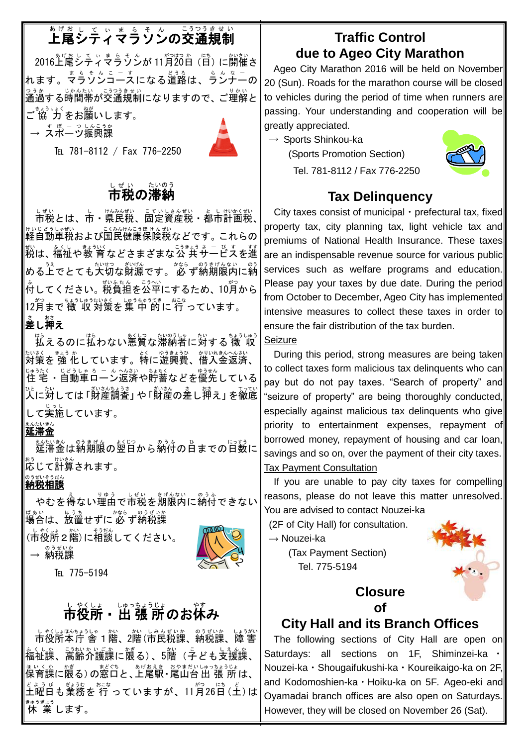## 上尾シティマラソンの交通規制

2016上尾シティマラソンが11月20日（日）に開催されます。マラソンコースになる道路は、ランナーの通過する時間帯が交通規制になりますので、ご理解とご協力をお願いします。

→ スポーツ振興課

℡ 781-8112 / Fax 776-2250

## 市税の滞納

市税とは、市・県民税、固定資産税・都市計画税、軽自動車税および国民健康保険税などです。これらの税は、福祉や教育などさまざまな公共サービスを進める上でとても大切な財源です。必ず納期限内に納付してください。税負担を公平にするため、10月から12月まで徴収対策を集中的に行っています。

**差し押え**

払えるのに払わない悪質な滞納者に対する徴収対策を強化しています。特に遊興費、借入金返済、住宅・自動車ローン返済や貯蓄などを優先している人に対しては「財産調査」や「財産の差し押え」を徹底して実施しています。

**延滞金**

延滞金は納期限の翌日から納付の日までの日数に応じて計算されます。

**納税相談**

やむを得ない理由で市税を期限内に納付できない場合は、放置せずに必ず納税課（市役所2階）に相談してください。

→ 納税課

℡ 775-5194

## 市役所・出張所のお休み

市役所本庁舎1階、2階（市民税課、納税課、障害福祉課、高齢介護課に限る）、5階（子ども支援課、保育課に限る）の窓口と、上尾駅・尾山台出張所は、土曜日も業務を行っていますが、11月26日（土）は休業します。

## Traffic Control due to Ageo City Marathon

Ageo City Marathon 2016 will be held on November 20 (Sun). Roads for the marathon course will be closed to vehicles during the period of time when runners are passing. Your understanding and cooperation will be greatly appreciated.

→ Sports Shinkou-ka
(Sports Promotion Section)
Tel. 781-8112 / Fax 776-2250

## Tax Delinquency

City taxes consist of municipal・prefectural tax, fixed property tax, city planning tax, light vehicle tax and premiums of National Health Insurance. These taxes are an indispensable revenue source for various public services such as welfare programs and education. Please pay your taxes by due date. During the period from October to December, Ageo City has implemented intensive measures to collect these taxes in order to ensure the fair distribution of the tax burden.

Seizure

During this period, strong measures are being taken to collect taxes form malicious tax delinquents who can pay but do not pay taxes. "Search of property" and "seizure of property" are being thoroughly conducted, especially against malicious tax delinquents who give priority to entertainment expenses, repayment of borrowed money, repayment of housing and car loan, savings and so on, over the payment of their city taxes.

Tax Payment Consultation

If you are unable to pay city taxes for compelling reasons, please do not leave this matter unresolved. You are advised to contact Nouzei-ka
(2F of City Hall) for consultation.

→ Nouzei-ka
(Tax Payment Section)
Tel. 775-5194

## Closure of City Hall and its Branch Offices

The following sections of City Hall are open on Saturdays: all sections on 1F, Shiminzei-ka・Nouzei-ka・Shougaifukushi-ka・Koureikaigo-ka on 2F, and Kodomoshien-ka・Hoiku-ka on 5F. Ageo-eki and Oyamadai branch offices are also open on Saturdays. However, they will be closed on November 26 (Sat).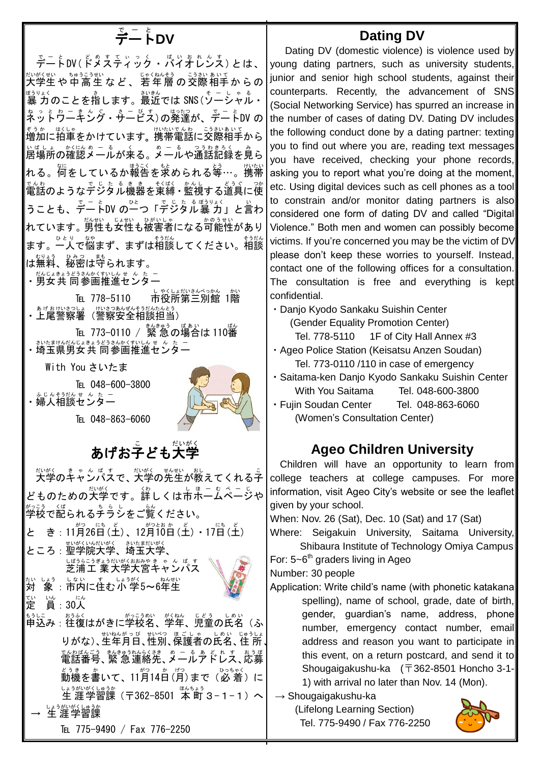## デートDV

デートDV（ドメスティック・バイオレンス）とは、大学生や中高生など、若年層の交際相手からの暴力のことを指します。最近ではSNS（ソーシャル・ネットワーキング・サービス）の発達が、デートDVの増加に拍車をかけています。携帯電話に交際相手から居場所の確認メールが来る。メールや通話記録を見られる。何をしているか報告を求められる等…。携帯電話のようなデジタル機器を束縛・監視する道具に使うことも、デートDVの一つ「デジタル暴力」と言われています。男性も女性も被害者になる可能性があります。一人で悩まず、まずは相談してください。相談は無料、秘密は守られます。

・男女共同参画推進センター
　　℡ 778-5110　市役所第三別館 1階
・上尾警察署（警察安全相談担当）
　　℡ 773-0110 / 緊急の場合は 110番
・埼玉県男女共同参画推進センター
　With You さいたま
　　℡ 048-600-3800
・婦人相談センター
　　℡ 048-863-6060

## あげお子ども大学

大学のキャンパスで、大学の先生が教えてくれる子どものための大学です。詳しくは市ホームページや学校で配られるチラシをご覧ください。

とき：11月26日（土）、12月10日（土）・17日（土）
ところ：聖学院大学、埼玉大学、芝浦工業大学大宮キャンパス
対象：市内に住む小学5～6年生
定員：30人
申込み：往復はがきに学校名、学年、児童の氏名（ふりがな）、生年月日、性別、保護者の氏名、住所、電話番号、緊急連絡先、メールアドレス、応募動機を書いて、11月14日（月）まで（必着）に生涯学習課（〒362-8501 本町3-1-1）へ

→ 生涯学習課
℡ 775-9490 / Fax 776-2250

## Dating DV

Dating DV (domestic violence) is violence used by young dating partners, such as university students, junior and senior high school students, against their counterparts. Recently, the advancement of SNS (Social Networking Service) has spurred an increase in the number of cases of dating DV. Dating DV includes the following conduct done by a dating partner: texting you to find out where you are, reading text messages you have received, checking your phone records, asking you to report what you're doing at the moment, etc. Using digital devices such as cell phones as a tool to constrain and/or monitor dating partners is also considered one form of dating DV and called "Digital Violence." Both men and women can possibly become victims. If you're concerned you may be the victim of DV please don't keep these worries to yourself. Instead, contact one of the following offices for a consultation. The consultation is free and everything is kept confidential.

・Danjo Kyodo Sankaku Suishin Center
　(Gender Equality Promotion Center)
　Tel. 778-5110　1F of City Hall Annex #3
・Ageo Police Station (Keisatsu Anzen Soudan)
　Tel. 773-0110 /110 in case of emergency
・Saitama-ken Danjo Kyodo Sankaku Suishin Center
　With You Saitama　Tel. 048-600-3800
・Fujin Soudan Center　Tel. 048-863-6060
　(Women's Consultation Center)

## Ageo Children University

Children will have an opportunity to learn from college teachers at college campuses. For more information, visit Ageo City's website or see the leaflet given by your school.

When: Nov. 26 (Sat), Dec. 10 (Sat) and 17 (Sat)
Where: Seigakuin University, Saitama University, Shibaura Institute of Technology Omiya Campus
For: 5~6th graders living in Ageo
Number: 30 people
Application: Write child's name (with phonetic katakana spelling), name of school, grade, date of birth, gender, guardian's name, address, phone number, emergency contact number, email address and reason you want to participate in this event, on a return postcard, and send it to Shougaigakushu-ka (〒362-8501 Honcho 3-1-1) with arrival no later than Nov. 14 (Mon).

→ Shougaigakushu-ka
(Lifelong Learning Section)
Tel. 775-9490 / Fax 776-2250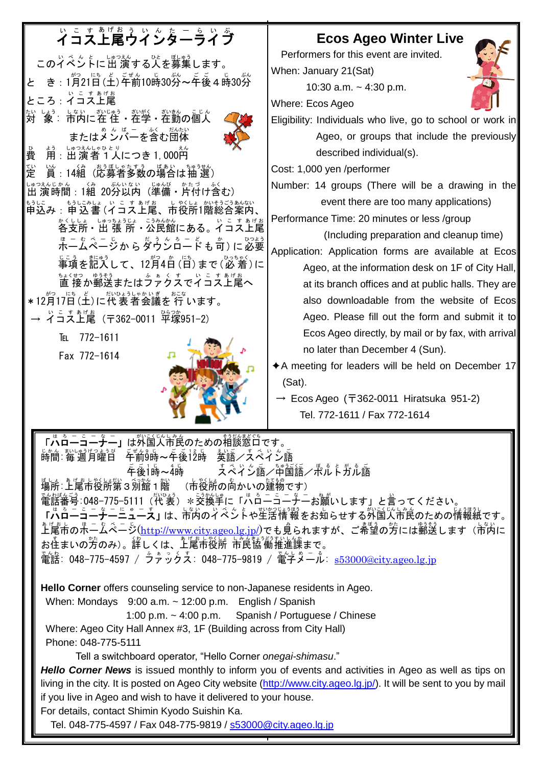# イコス上尾ウインターライブ

このイベントに出演する人を募集します。

とき：1月21日（土）午前10時30分～午後４時30分

ところ：イコス上尾

対象：市内に在住・在学・在勤の個人またはメンバーを含む団体

費用：出演者１人につき1,000円

定員：14組（応募者多数の場合は抽選）

出演時間：1組 20分以内（準備・片付け含む）

申込み：申込書（イコス上尾、市役所1階総合案内、各支所・出張所・公民館にある。イコス上尾ホームページからダウンロードも可）に必要事項を記入して、12月4日（日）まで（必着）に直接か郵送またはファクスでイコス上尾へ

＊12月17日（土）に代表者会議を行います。

→ イコス上尾（〒362-0011 平塚951-2）

TEL 772-1611

Fax 772-1614

# Ecos Ageo Winter Live

Performers for this event are invited.

When: January 21(Sat) 10:30 a.m. ~ 4:30 p.m.

Where: Ecos Ageo

Eligibility: Individuals who live, go to school or work in Ageo, or groups that include the previously described individual(s).

Cost: 1,000 yen /performer

Number: 14 groups (There will be a drawing in the event there are too many applications)

Performance Time: 20 minutes or less /group (Including preparation and cleanup time)

Application: Application forms are available at Ecos Ageo, at the information desk on 1F of City Hall, at its branch offices and at public halls. They are also downloadable from the website of Ecos Ageo. Please fill out the form and submit it to Ecos Ageo directly, by mail or by fax, with arrival no later than December 4 (Sun).

✦A meeting for leaders will be held on December 17 (Sat).

→ Ecos Ageo (〒362-0011 Hiratsuka 951-2)

Tel. 772-1611 / Fax 772-1614

---

「ハローコーナー」は外国人市民のための相談窓口です。

時間：毎週月曜日　午前9時～午後12時　英語／スペイン語

午後1時～4時　スペイン語／中国語／ポルトガル語

場所：上尾市役所第３別館１階　（市役所の向かいの建物です）

電話番号：048-775-5111（代表）＊交換手に「ハローコーナーお願いします」と言ってください。

「ハローコーナーニュース」は、市内のイベントや生活情報をお知らせする外国人市民のための情報紙です。上尾市のホームページ(http://www.city.ageo.lg.jp/)でも見られますが、ご希望の方には郵送します（市内にお住まいの方のみ）。詳しくは、上尾市役所 市民協働推進課まで。

電話：048-775-4597 / ファックス：048-775-9819 / 電子メール：s53000@city.ageo.lg.jp

**Hello Corner** offers counseling service to non-Japanese residents in Ageo.

When: Mondays 9:00 a.m. ~ 12:00 p.m. English / Spanish

1:00 p.m. ~ 4:00 p.m. Spanish / Portuguese / Chinese

Where: Ageo City Hall Annex #3, 1F (Building across from City Hall)

Phone: 048-775-5111

Tell a switchboard operator, "Hello Corner *onegai-shimasu*."

***Hello Corner News*** is issued monthly to inform you of events and activities in Ageo as well as tips on living in the city. It is posted on Ageo City website (http://www.city.ageo.lg.jp/). It will be sent to you by mail if you live in Ageo and wish to have it delivered to your house.

For details, contact Shimin Kyodo Suishin Ka.

Tel. 048-775-4597 / Fax 048-775-9819 / s53000@city.ageo.lg.jp